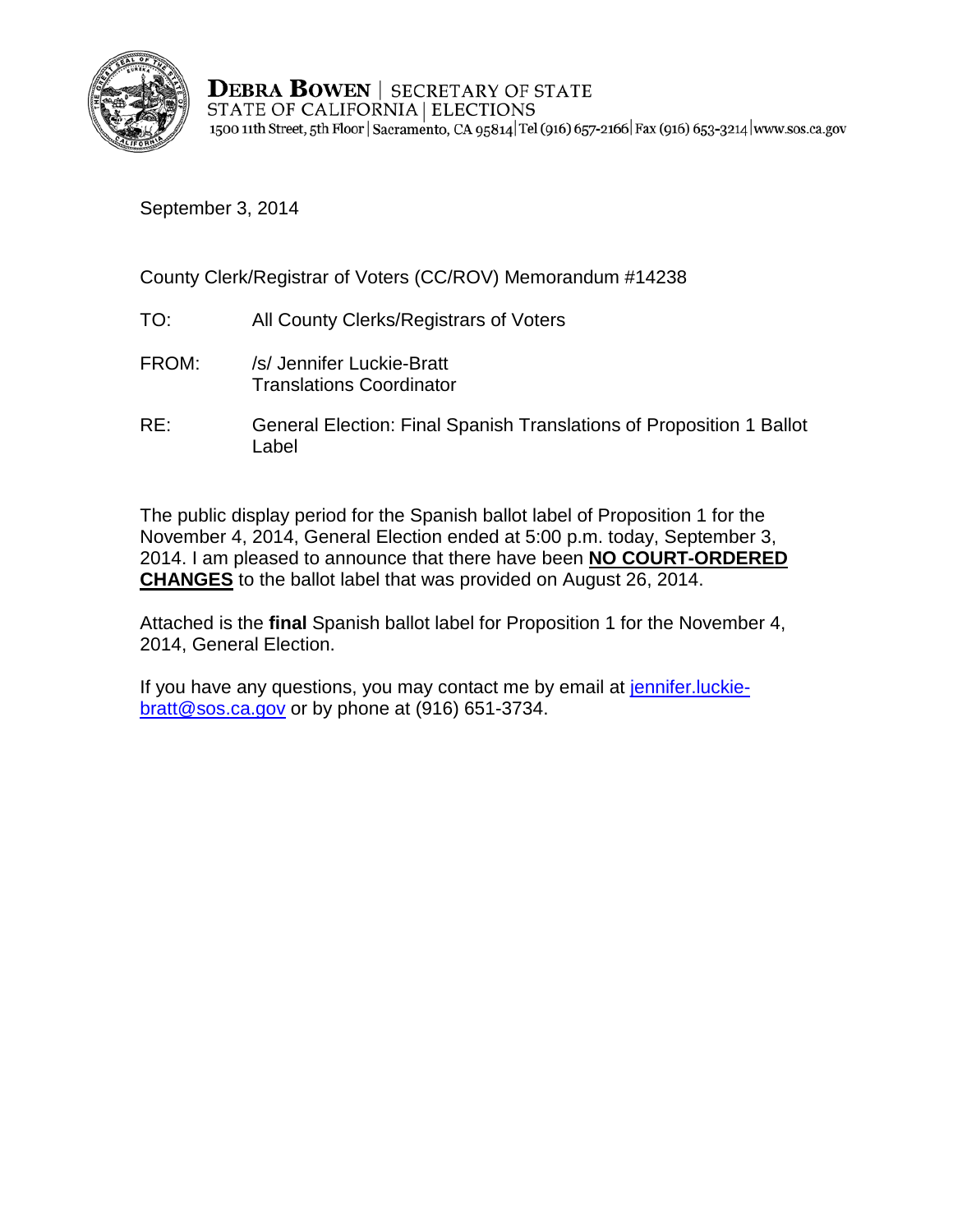**DEBRA BOWEN** | SECRETARY OF STATE
STATE OF CALIFORNIA | ELECTIONS
1500 11th Street, 5th Floor | Sacramento, CA 95814 | Tel (916) 657-2166 | Fax (916) 653-3214 | www.sos.ca.gov

September 3, 2014

County Clerk/Registrar of Voters (CC/ROV) Memorandum #14238

TO: All County Clerks/Registrars of Voters

FROM: /s/ Jennifer Luckie-Bratt
Translations Coordinator

RE: General Election: Final Spanish Translations of Proposition 1 Ballot Label

The public display period for the Spanish ballot label of Proposition 1 for the November 4, 2014, General Election ended at 5:00 p.m. today, September 3, 2014. I am pleased to announce that there have been **NO COURT-ORDERED CHANGES** to the ballot label that was provided on August 26, 2014.

Attached is the **final** Spanish ballot label for Proposition 1 for the November 4, 2014, General Election.

If you have any questions, you may contact me by email at jennifer.luckie-bratt@sos.ca.gov or by phone at (916) 651-3734.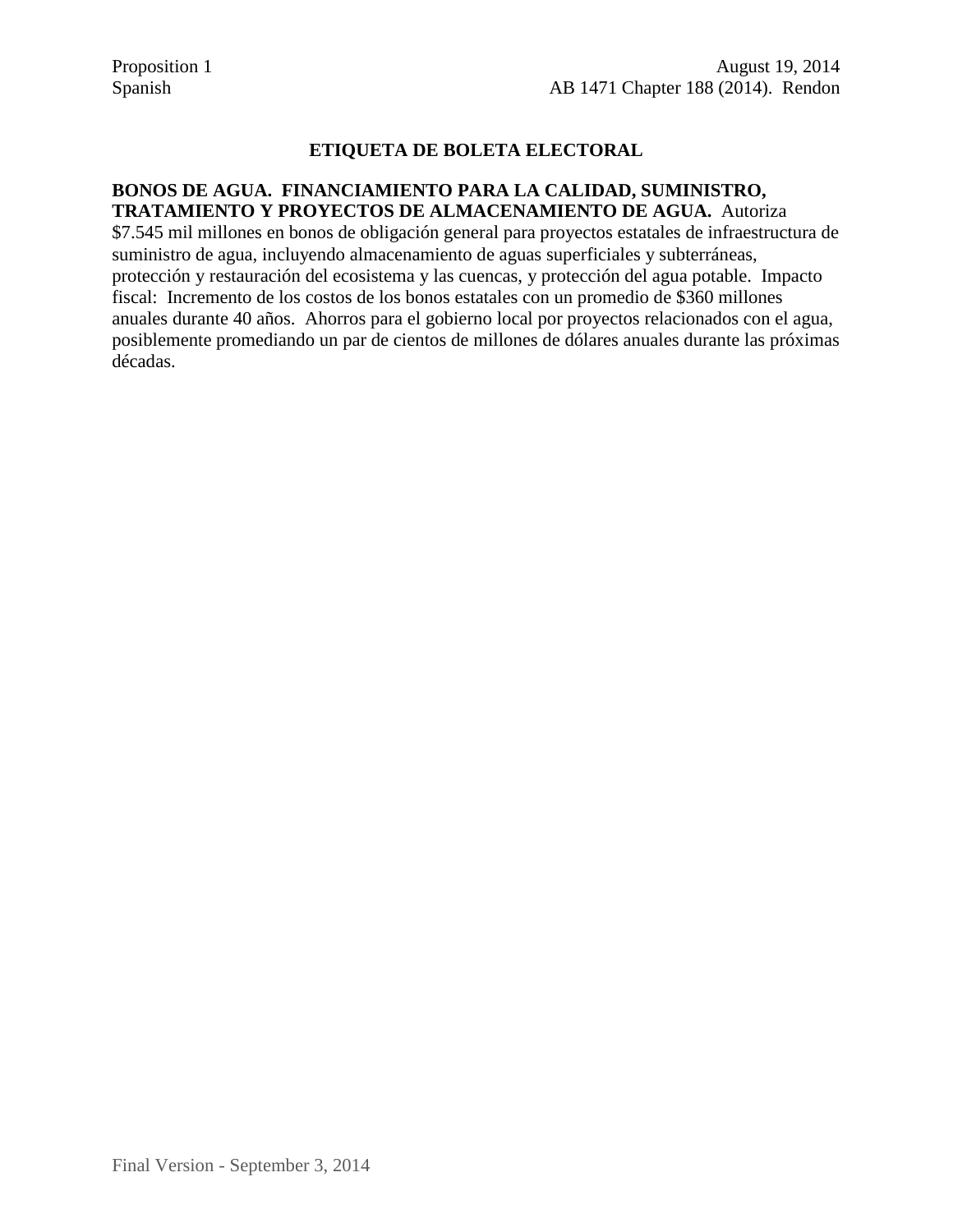Proposition 1 — August 19, 2014

Spanish — AB 1471 Chapter 188 (2014). Rendon

## ETIQUETA DE BOLETA ELECTORAL

**BONOS DE AGUA. FINANCIAMIENTO PARA LA CALIDAD, SUMINISTRO, TRATAMIENTO Y PROYECTOS DE ALMACENAMIENTO DE AGUA.** Autoriza $7.545 mil millones en bonos de obligación general para proyectos estatales de infraestructura de suministro de agua, incluyendo almacenamiento de aguas superficiales y subterráneas, protección y restauración del ecosistema y las cuencas, y protección del agua potable. Impacto fiscal: Incremento de los costos de los bonos estatales con un promedio de $360 millones anuales durante 40 años. Ahorros para el gobierno local por proyectos relacionados con el agua, posiblemente promediando un par de cientos de millones de dólares anuales durante las próximas décadas.

Final Version - September 3, 2014